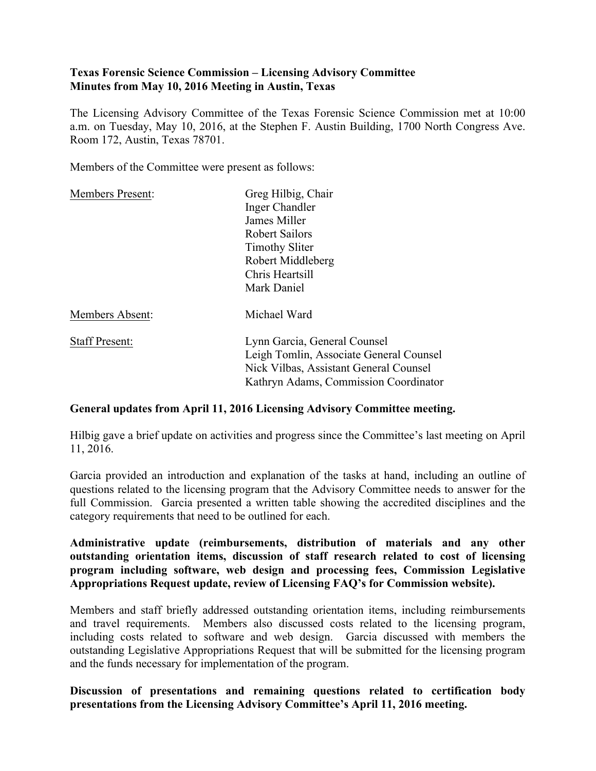**Texas Forensic Science Commission – Licensing Advisory Committee**
**Minutes from May 10, 2016 Meeting in Austin, Texas**

The Licensing Advisory Committee of the Texas Forensic Science Commission met at 10:00 a.m. on Tuesday, May 10, 2016, at the Stephen F. Austin Building, 1700 North Congress Ave. Room 172, Austin, Texas 78701.

Members of the Committee were present as follows:

| | |
|---|---|
| Members Present: | Greg Hilbig, Chair<br>Inger Chandler<br>James Miller<br>Robert Sailors<br>Timothy Sliter<br>Robert Middleberg<br>Chris Heartsill<br>Mark Daniel |
| Members Absent: | Michael Ward |
| Staff Present: | Lynn Garcia, General Counsel<br>Leigh Tomlin, Associate General Counsel<br>Nick Vilbas, Assistant General Counsel<br>Kathryn Adams, Commission Coordinator |

**General updates from April 11, 2016 Licensing Advisory Committee meeting.**

Hilbig gave a brief update on activities and progress since the Committee's last meeting on April 11, 2016.

Garcia provided an introduction and explanation of the tasks at hand, including an outline of questions related to the licensing program that the Advisory Committee needs to answer for the full Commission. Garcia presented a written table showing the accredited disciplines and the category requirements that need to be outlined for each.

**Administrative update (reimbursements, distribution of materials and any other outstanding orientation items, discussion of staff research related to cost of licensing program including software, web design and processing fees, Commission Legislative Appropriations Request update, review of Licensing FAQ's for Commission website).**

Members and staff briefly addressed outstanding orientation items, including reimbursements and travel requirements. Members also discussed costs related to the licensing program, including costs related to software and web design. Garcia discussed with members the outstanding Legislative Appropriations Request that will be submitted for the licensing program and the funds necessary for implementation of the program.

**Discussion of presentations and remaining questions related to certification body presentations from the Licensing Advisory Committee's April 11, 2016 meeting.**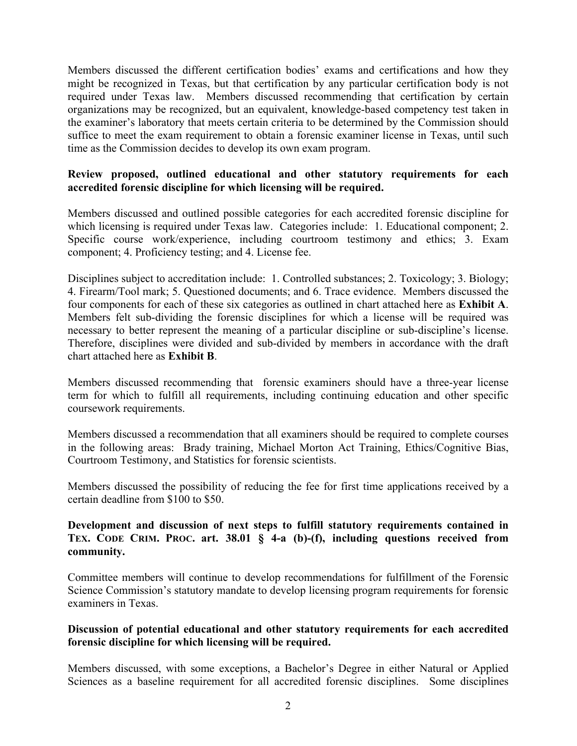Members discussed the different certification bodies' exams and certifications and how they might be recognized in Texas, but that certification by any particular certification body is not required under Texas law. Members discussed recommending that certification by certain organizations may be recognized, but an equivalent, knowledge-based competency test taken in the examiner's laboratory that meets certain criteria to be determined by the Commission should suffice to meet the exam requirement to obtain a forensic examiner license in Texas, until such time as the Commission decides to develop its own exam program.

**Review proposed, outlined educational and other statutory requirements for each accredited forensic discipline for which licensing will be required.**

Members discussed and outlined possible categories for each accredited forensic discipline for which licensing is required under Texas law. Categories include: 1. Educational component; 2. Specific course work/experience, including courtroom testimony and ethics; 3. Exam component; 4. Proficiency testing; and 4. License fee.

Disciplines subject to accreditation include: 1. Controlled substances; 2. Toxicology; 3. Biology; 4. Firearm/Tool mark; 5. Questioned documents; and 6. Trace evidence. Members discussed the four components for each of these six categories as outlined in chart attached here as **Exhibit A**. Members felt sub-dividing the forensic disciplines for which a license will be required was necessary to better represent the meaning of a particular discipline or sub-discipline's license. Therefore, disciplines were divided and sub-divided by members in accordance with the draft chart attached here as **Exhibit B**.

Members discussed recommending that forensic examiners should have a three-year license term for which to fulfill all requirements, including continuing education and other specific coursework requirements.

Members discussed a recommendation that all examiners should be required to complete courses in the following areas: Brady training, Michael Morton Act Training, Ethics/Cognitive Bias, Courtroom Testimony, and Statistics for forensic scientists.

Members discussed the possibility of reducing the fee for first time applications received by a certain deadline from $100 to $50.

**Development and discussion of next steps to fulfill statutory requirements contained in TEX. CODE CRIM. PROC. art. 38.01 § 4-a (b)-(f), including questions received from community.**

Committee members will continue to develop recommendations for fulfillment of the Forensic Science Commission's statutory mandate to develop licensing program requirements for forensic examiners in Texas.

**Discussion of potential educational and other statutory requirements for each accredited forensic discipline for which licensing will be required.**

Members discussed, with some exceptions, a Bachelor's Degree in either Natural or Applied Sciences as a baseline requirement for all accredited forensic disciplines. Some disciplines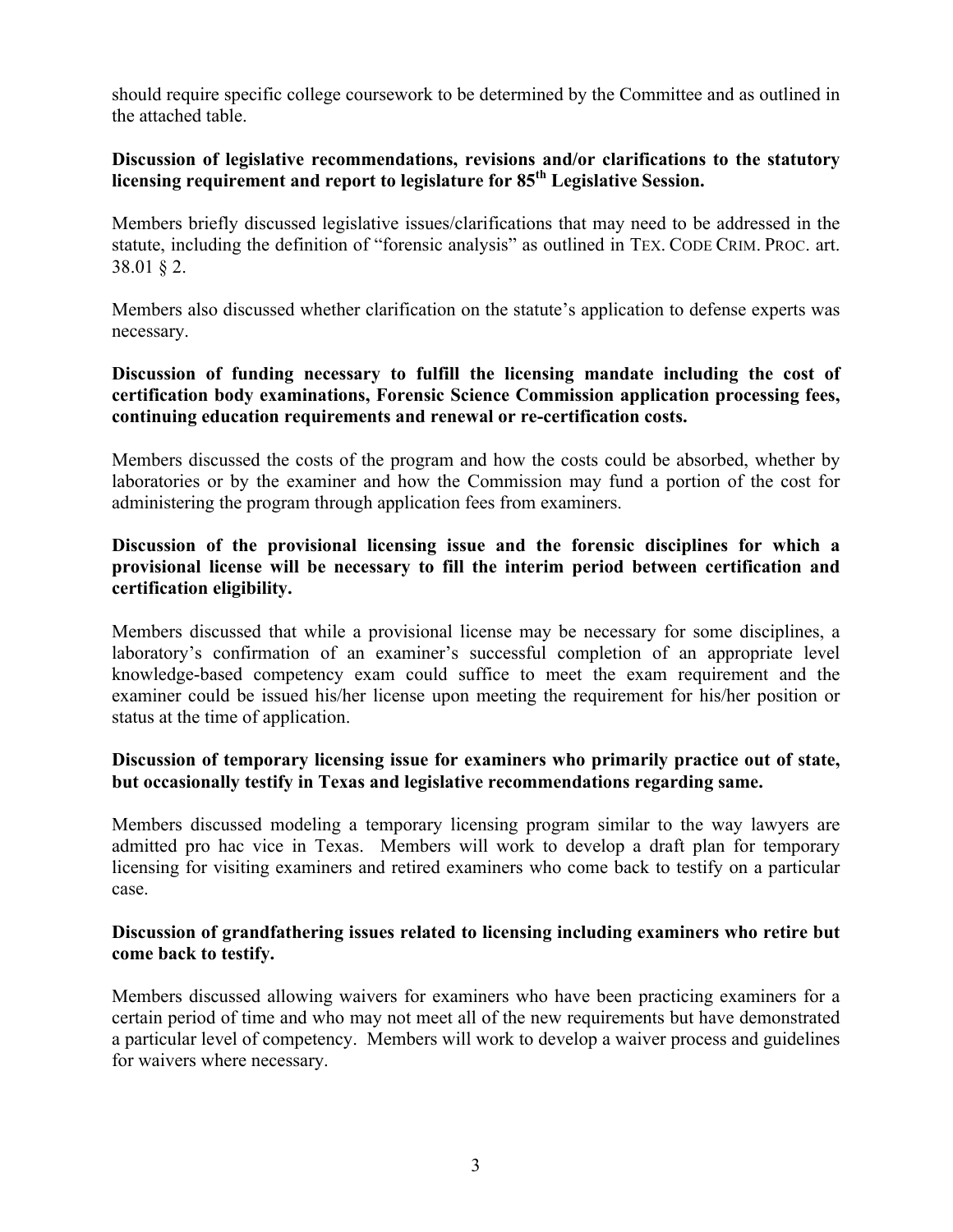should require specific college coursework to be determined by the Committee and as outlined in the attached table.

**Discussion of legislative recommendations, revisions and/or clarifications to the statutory licensing requirement and report to legislature for 85th Legislative Session.**

Members briefly discussed legislative issues/clarifications that may need to be addressed in the statute, including the definition of "forensic analysis" as outlined in TEX. CODE CRIM. PROC. art. 38.01 § 2.

Members also discussed whether clarification on the statute's application to defense experts was necessary.

**Discussion of funding necessary to fulfill the licensing mandate including the cost of certification body examinations, Forensic Science Commission application processing fees, continuing education requirements and renewal or re-certification costs.**

Members discussed the costs of the program and how the costs could be absorbed, whether by laboratories or by the examiner and how the Commission may fund a portion of the cost for administering the program through application fees from examiners.

**Discussion of the provisional licensing issue and the forensic disciplines for which a provisional license will be necessary to fill the interim period between certification and certification eligibility.**

Members discussed that while a provisional license may be necessary for some disciplines, a laboratory's confirmation of an examiner's successful completion of an appropriate level knowledge-based competency exam could suffice to meet the exam requirement and the examiner could be issued his/her license upon meeting the requirement for his/her position or status at the time of application.

**Discussion of temporary licensing issue for examiners who primarily practice out of state, but occasionally testify in Texas and legislative recommendations regarding same.**

Members discussed modeling a temporary licensing program similar to the way lawyers are admitted pro hac vice in Texas. Members will work to develop a draft plan for temporary licensing for visiting examiners and retired examiners who come back to testify on a particular case.

**Discussion of grandfathering issues related to licensing including examiners who retire but come back to testify.**

Members discussed allowing waivers for examiners who have been practicing examiners for a certain period of time and who may not meet all of the new requirements but have demonstrated a particular level of competency. Members will work to develop a waiver process and guidelines for waivers where necessary.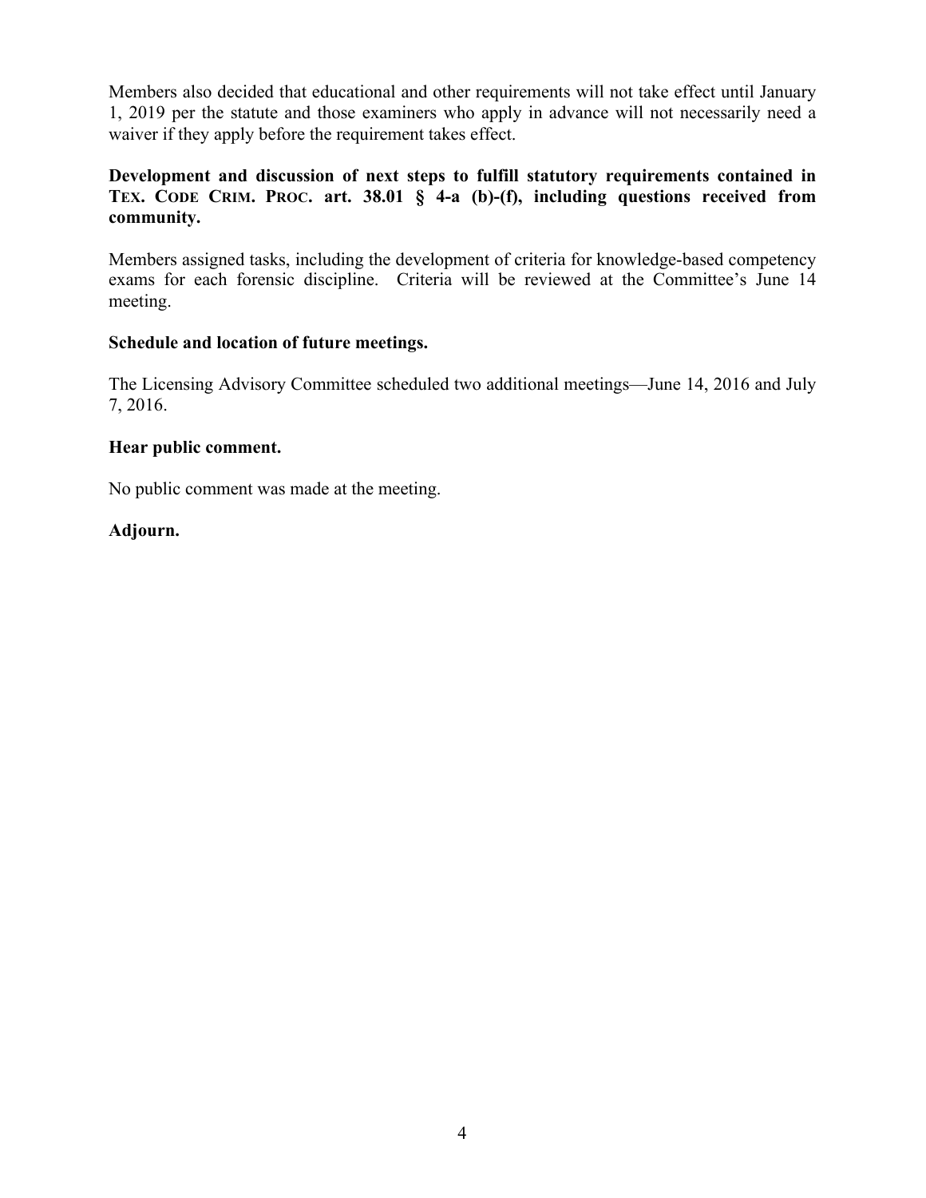Members also decided that educational and other requirements will not take effect until January 1, 2019 per the statute and those examiners who apply in advance will not necessarily need a waiver if they apply before the requirement takes effect.

**Development and discussion of next steps to fulfill statutory requirements contained in TEX. CODE CRIM. PROC. art. 38.01 § 4-a (b)-(f), including questions received from community.**

Members assigned tasks, including the development of criteria for knowledge-based competency exams for each forensic discipline. Criteria will be reviewed at the Committee's June 14 meeting.

**Schedule and location of future meetings.**

The Licensing Advisory Committee scheduled two additional meetings—June 14, 2016 and July 7, 2016.

**Hear public comment.**

No public comment was made at the meeting.

**Adjourn.**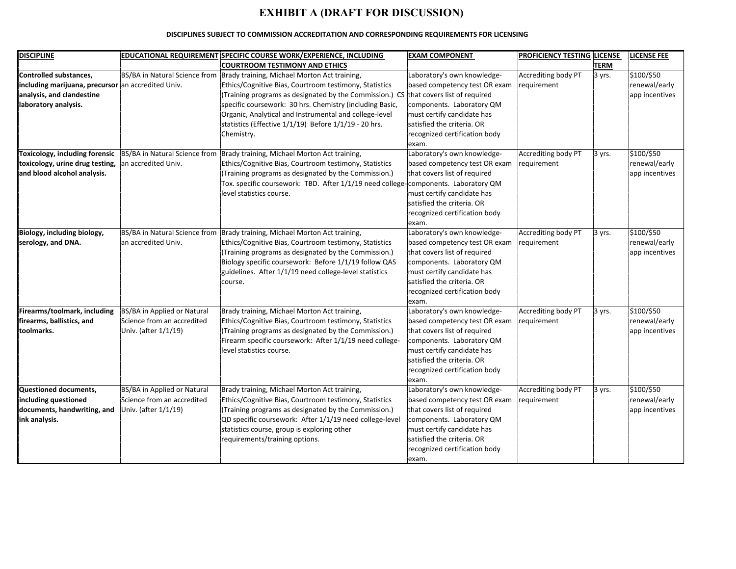# EXHIBIT A (DRAFT FOR DISCUSSION)

**DISCIPLINES SUBJECT TO COMMISSION ACCREDITATION AND CORRESPONDING REQUIREMENTS FOR LICENSING**

| DISCIPLINE | EDUCATIONAL REQUIREMENT | SPECIFIC COURSE WORK/EXPERIENCE, INCLUDING COURTROOM TESTIMONY AND ETHICS | EXAM COMPONENT | PROFICIENCY TESTING | LICENSE TERM | LICENSE FEE |
|---|---|---|---|---|---|---|
| **Controlled substances, including marijuana, precursor analysis, and clandestine laboratory analysis.** | BS/BA in Natural Science from an accredited Univ. | Brady training, Michael Morton Act training, Ethics/Cognitive Bias, Courtroom testimony, Statistics (Training programs as designated by the Commission.) CS specific coursework: 30 hrs. Chemistry (including Basic, Organic, Analytical and Instrumental and college-level statistics (Effective 1/1/19) Before 1/1/19 - 20 hrs. Chemistry. | Laboratory's own knowledge-based competency test OR exam that covers list of required components. Laboratory QM must certify candidate has satisfied the criteria. OR recognized certification body exam. | Accrediting body PT requirement | 3 yrs. | $100/$50 renewal/early app incentives |
| **Toxicology, including forensic toxicology, urine drug testing, and blood alcohol analysis.** | BS/BA in Natural Science from an accredited Univ. | Brady training, Michael Morton Act training, Ethics/Cognitive Bias, Courtroom testimony, Statistics (Training programs as designated by the Commission.) Tox. specific coursework: TBD. After 1/1/19 need college-level statistics course. | Laboratory's own knowledge-based competency test OR exam that covers list of required components. Laboratory QM must certify candidate has satisfied the criteria. OR recognized certification body exam. | Accrediting body PT requirement | 3 yrs. | $100/$50 renewal/early app incentives |
| **Biology, including biology, serology, and DNA.** | BS/BA in Natural Science from an accredited Univ. | Brady training, Michael Morton Act training, Ethics/Cognitive Bias, Courtroom testimony, Statistics (Training programs as designated by the Commission.) Biology specific coursework: Before 1/1/19 follow QAS guidelines. After 1/1/19 need college-level statistics course. | Laboratory's own knowledge-based competency test OR exam that covers list of required components. Laboratory QM must certify candidate has satisfied the criteria. OR recognized certification body exam. | Accrediting body PT requirement | 3 yrs. | $100/$50 renewal/early app incentives |
| **Firearms/toolmark, including firearms, ballistics, and toolmarks.** | BS/BA in Applied or Natural Science from an accredited Univ. (after 1/1/19) | Brady training, Michael Morton Act training, Ethics/Cognitive Bias, Courtroom testimony, Statistics (Training programs as designated by the Commission.) Firearm specific coursework: After 1/1/19 need college-level statistics course. | Laboratory's own knowledge-based competency test OR exam that covers list of required components. Laboratory QM must certify candidate has satisfied the criteria. OR recognized certification body exam. | Accrediting body PT requirement | 3 yrs. | $100/$50 renewal/early app incentives |
| **Questioned documents, including questioned documents, handwriting, and ink analysis.** | BS/BA in Applied or Natural Science from an accredited Univ. (after 1/1/19) | Brady training, Michael Morton Act training, Ethics/Cognitive Bias, Courtroom testimony, Statistics (Training programs as designated by the Commission.) QD specific coursework: After 1/1/19 need college-level statistics course, group is exploring other requirements/training options. | Laboratory's own knowledge-based competency test OR exam that covers list of required components. Laboratory QM must certify candidate has satisfied the criteria. OR recognized certification body exam. | Accrediting body PT requirement | 3 yrs. | $100/$50 renewal/early app incentives |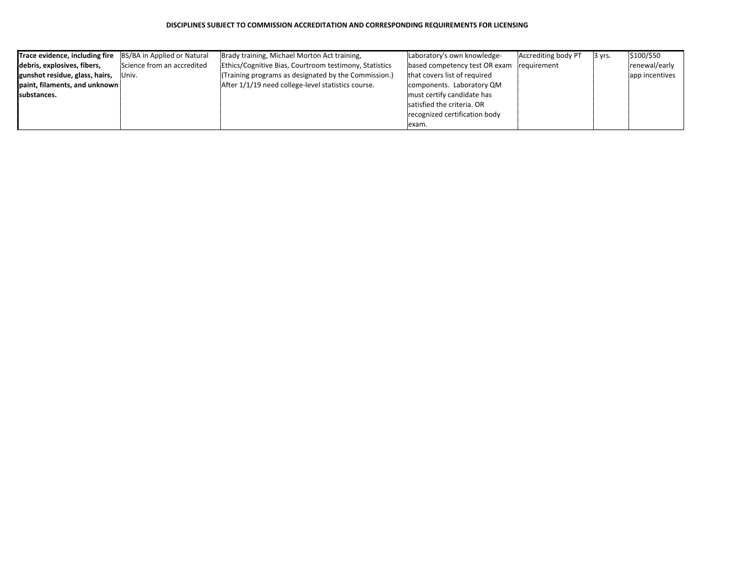**DISCIPLINES SUBJECT TO COMMISSION ACCREDITATION AND CORRESPONDING REQUIREMENTS FOR LICENSING**

| | | | | | | |
|---|---|---|---|---|---|---|
| **Trace evidence, including fire debris, explosives, fibers, gunshot residue, glass, hairs, paint, filaments, and unknown substances.** | BS/BA in Applied or Natural Science from an accredited Univ. | Brady training, Michael Morton Act training, Ethics/Cognitive Bias, Courtroom testimony, Statistics (Training programs as designated by the Commission.) After 1/1/19 need college-level statistics course. | Laboratory's own knowledge-based competency test OR exam that covers list of required components. Laboratory QM must certify candidate has satisfied the criteria. OR recognized certification body exam. | Accrediting body PT requirement | 3 yrs. | $100/$50 renewal/early app incentives |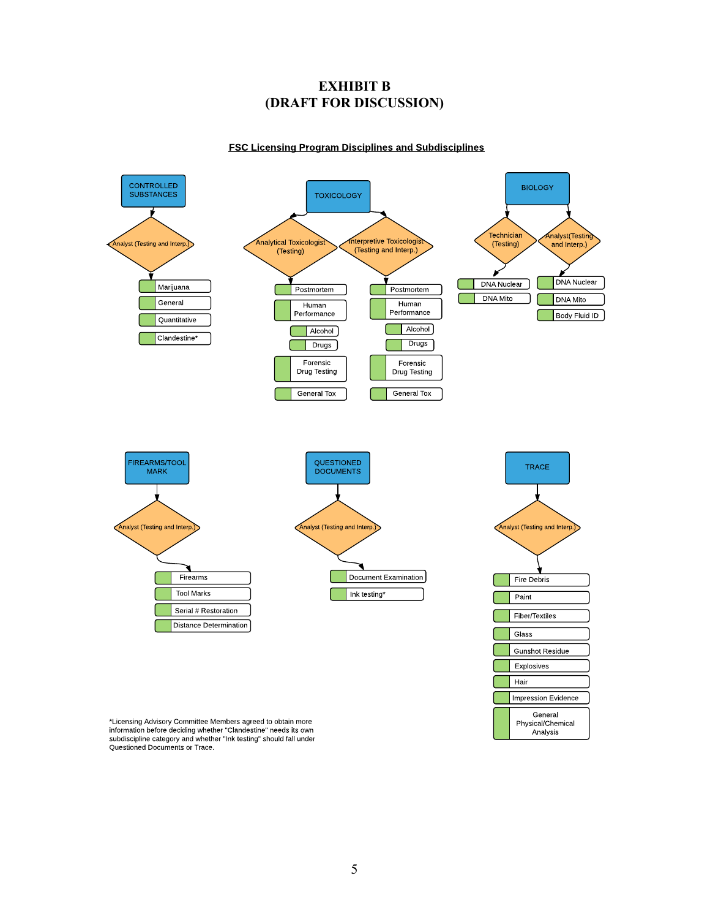# EXHIBIT B
# (DRAFT FOR DISCUSSION)

**FSC Licensing Program Disciplines and Subdisciplines**

CONTROLLED SUBSTANCES

Analyst (Testing and Interp.)

Marijuana

General

Quantitative

Clandestine*

TOXICOLOGY

Analytical Toxicologist (Testing)

Postmortem

Human Performance

Alcohol

Drugs

Forensic Drug Testing

General Tox

Interpretive Toxicologist (Testing and Interp.)

Postmortem

Human Performance

Alcohol

Drugs

Forensic Drug Testing

General Tox

BIOLOGY

Technician (Testing)

DNA Nuclear

DNA Mito

Analyst(Testing and Interp.)

DNA Nuclear

DNA Mito

Body Fluid ID

FIREARMS/TOOL MARK

Analyst (Testing and Interp.)

Firearms

Tool Marks

Serial # Restoration

Distance Determination

QUESTIONED DOCUMENTS

Analyst (Testing and Interp.)

Document Examination

Ink testing*

TRACE

Analyst (Testing and Interp.)

Fire Debris

Paint

Fiber/Textiles

Glass

Gunshot Residue

Explosives

Hair

Impression Evidence

General Physical/Chemical Analysis

*Licensing Advisory Committee Members agreed to obtain more information before deciding whether "Clandestine" needs its own subdiscipline category and whether "Ink testing" should fall under Questioned Documents or Trace.